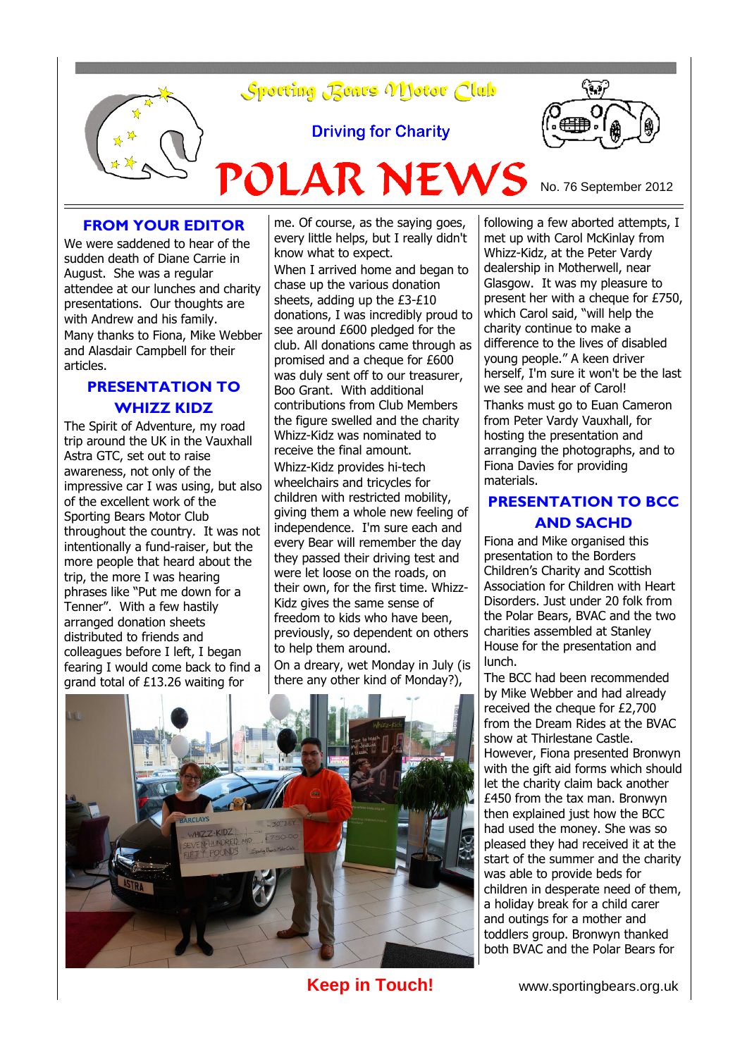# Sporting Bears Motor Club

Driving for Charity

# POLAR NEWS

No. 76 September 2012

## FROM YOUR EDITOR

We were saddened to hear of the sudden death of Diane Carrie in August. She was a regular attendee at our lunches and charity presentations. Our thoughts are with Andrew and his family.

Many thanks to Fiona, Mike Webber and Alasdair Campbell for their articles.

## PRESENTATION TO WHIZZ KIDZ

The Spirit of Adventure, my road trip around the UK in the Vauxhall Astra GTC, set out to raise awareness, not only of the impressive car I was using, but also of the excellent work of the Sporting Bears Motor Club throughout the country. It was not intentionally a fund-raiser, but the more people that heard about the trip, the more I was hearing phrases like "Put me down for a Tenner". With a few hastily arranged donation sheets distributed to friends and colleagues before I left, I began fearing I would come back to find a grand total of £13.26 waiting for me. Of course, as the saying goes, every little helps, but I really didn't know what to expect.

When I arrived home and began to chase up the various donation sheets, adding up the £3-£10 donations, I was incredibly proud to see around £600 pledged for the club. All donations came through as promised and a cheque for £600 was duly sent off to our treasurer, Boo Grant. With additional contributions from Club Members the figure swelled and the charity Whizz-Kidz was nominated to receive the final amount.

Whizz-Kidz provides hi-tech wheelchairs and tricycles for children with restricted mobility, giving them a whole new feeling of independence. I'm sure each and every Bear will remember the day they passed their driving test and were let loose on the roads, on their own, for the first time. Whizz-Kidz gives the same sense of freedom to kids who have been, previously, so dependent on others to help them around.

On a dreary, wet Monday in July (is there any other kind of Monday?), following a few aborted attempts, I met up with Carol McKinlay from Whizz-Kidz, at the Peter Vardy dealership in Motherwell, near Glasgow. It was my pleasure to present her with a cheque for £750, which Carol said, "will help the charity continue to make a difference to the lives of disabled young people." A keen driver herself, I'm sure it won't be the last we see and hear of Carol!

Thanks must go to Euan Cameron from Peter Vardy Vauxhall, for hosting the presentation and arranging the photographs, and to Fiona Davies for providing materials.

## PRESENTATION TO BCC AND SACHD

Fiona and Mike organised this presentation to the Borders Children's Charity and Scottish Association for Children with Heart Disorders. Just under 20 folk from the Polar Bears, BVAC and the two charities assembled at Stanley House for the presentation and lunch.

The BCC had been recommended by Mike Webber and had already received the cheque for £2,700 from the Dream Rides at the BVAC show at Thirlestane Castle. However, Fiona presented Bronwyn with the gift aid forms which should let the charity claim back another £450 from the tax man. Bronwyn then explained just how the BCC had used the money. She was so pleased they had received it at the start of the summer and the charity was able to provide beds for children in desperate need of them, a holiday break for a child carer and outings for a mother and toddlers group. Bronwyn thanked both BVAC and the Polar Bears for

**Keep in Touch!** www.sportingbears.org.uk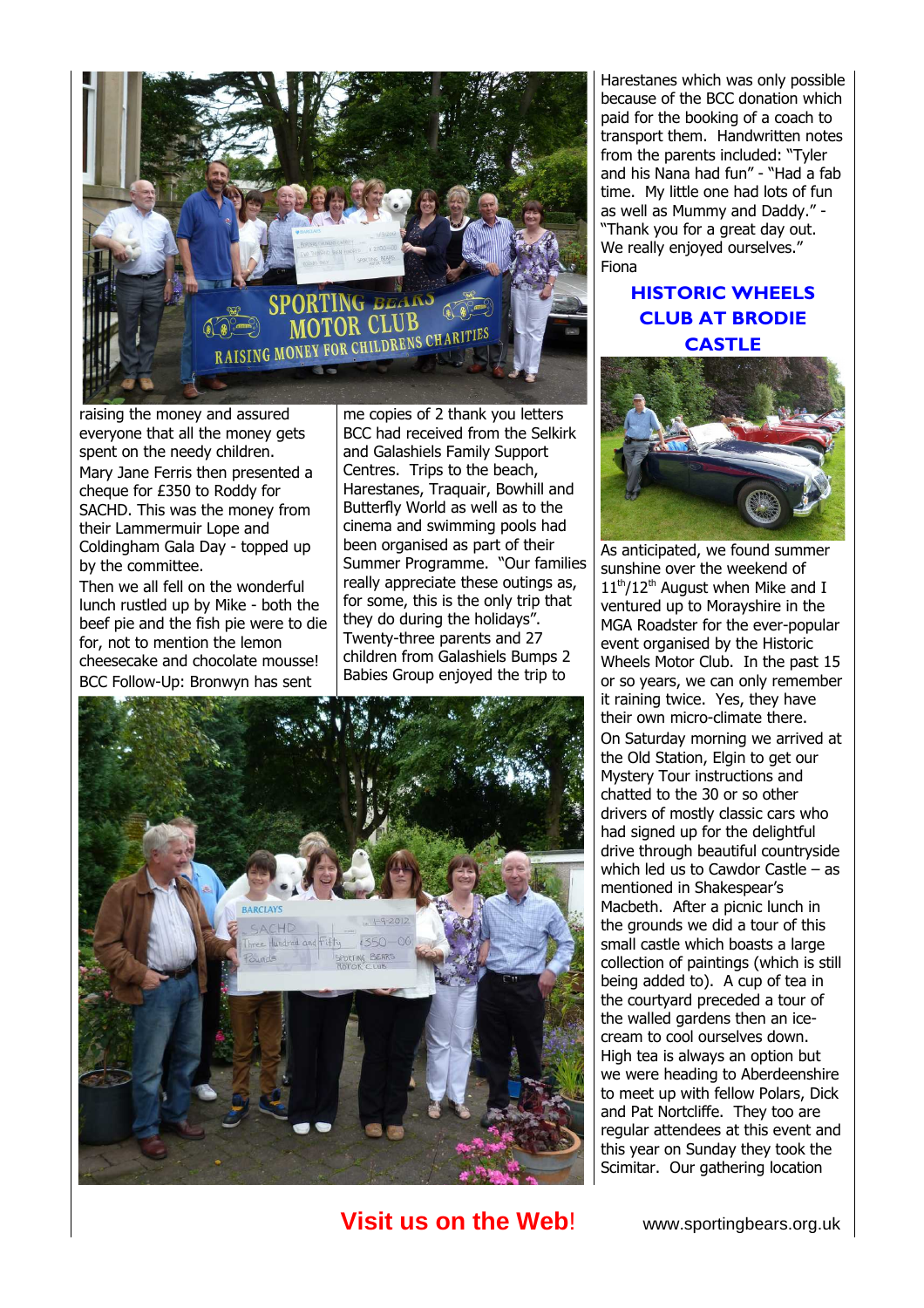raising the money and assured everyone that all the money gets spent on the needy children.

Mary Jane Ferris then presented a cheque for £350 to Roddy for SACHD. This was the money from their Lammermuir Lope and Coldingham Gala Day - topped up by the committee.

Then we all fell on the wonderful lunch rustled up by Mike - both the beef pie and the fish pie were to die for, not to mention the lemon cheesecake and chocolate mousse!

BCC Follow-Up: Bronwyn has sent me copies of 2 thank you letters BCC had received from the Selkirk and Galashiels Family Support Centres. Trips to the beach, Harestanes, Traquair, Bowhill and Butterfly World as well as to the cinema and swimming pools had been organised as part of their Summer Programme. "Our families really appreciate these outings as, for some, this is the only trip that they do during the holidays". Twenty-three parents and 27 children from Galashiels Bumps 2 Babies Group enjoyed the trip to Harestanes which was only possible because of the BCC donation which paid for the booking of a coach to transport them. Handwritten notes from the parents included: "Tyler and his Nana had fun" - "Had a fab time. My little one had lots of fun as well as Mummy and Daddy." - "Thank you for a great day out. We really enjoyed ourselves." Fiona

## HISTORIC WHEELS CLUB AT BRODIE CASTLE

As anticipated, we found summer sunshine over the weekend of 11th/12th August when Mike and I ventured up to Morayshire in the MGA Roadster for the ever-popular event organised by the Historic Wheels Motor Club. In the past 15 or so years, we can only remember it raining twice. Yes, they have their own micro-climate there.

On Saturday morning we arrived at the Old Station, Elgin to get our Mystery Tour instructions and chatted to the 30 or so other drivers of mostly classic cars who had signed up for the delightful drive through beautiful countryside which led us to Cawdor Castle – as mentioned in Shakespear's Macbeth. After a picnic lunch in the grounds we did a tour of this small castle which boasts a large collection of paintings (which is still being added to). A cup of tea in the courtyard preceded a tour of the walled gardens then an ice-cream to cool ourselves down. High tea is always an option but we were heading to Aberdeenshire to meet up with fellow Polars, Dick and Pat Nortcliffe. They too are regular attendees at this event and this year on Sunday they took the Scimitar. Our gathering location

**Visit us on the Web!** www.sportingbears.org.uk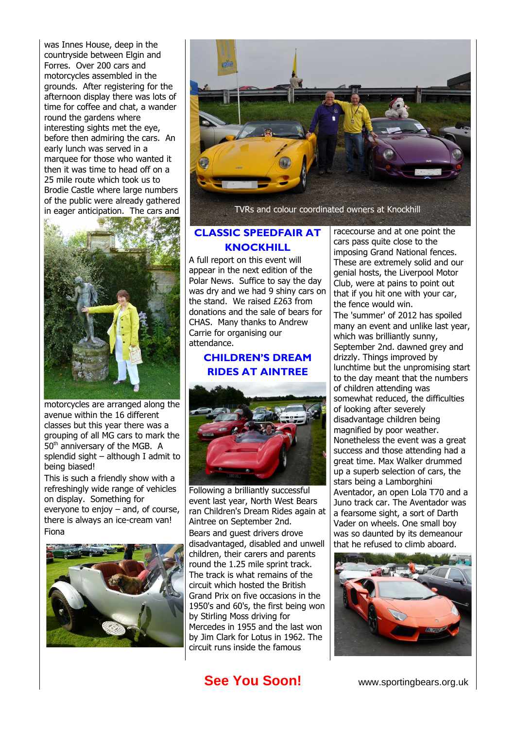was Innes House, deep in the countryside between Elgin and Forres. Over 200 cars and motorcycles assembled in the grounds. After registering for the afternoon display there was lots of time for coffee and chat, a wander round the gardens where interesting sights met the eye, before then admiring the cars. An early lunch was served in a marquee for those who wanted it then it was time to head off on a 25 mile route which took us to Brodie Castle where large numbers of the public were already gathered in eager anticipation. The cars and motorcycles are arranged along the avenue within the 16 different classes but this year there was a grouping of all MG cars to mark the 50th anniversary of the MGB. A splendid sight – although I admit to being biased!

This is such a friendly show with a refreshingly wide range of vehicles on display. Something for everyone to enjoy – and, of course, there is always an ice-cream van!

Fiona

TVRs and colour coordinated owners at Knockhill

## CLASSIC SPEEDFAIR AT KNOCKHILL

A full report on this event will appear in the next edition of the Polar News. Suffice to say the day was dry and we had 9 shiny cars on the stand. We raised £263 from donations and the sale of bears for CHAS. Many thanks to Andrew Carrie for organising our attendance.

## CHILDREN'S DREAM RIDES AT AINTREE

Following a brilliantly successful event last year, North West Bears ran Children's Dream Rides again at Aintree on September 2nd.

Bears and guest drivers drove disadvantaged, disabled and unwell children, their carers and parents round the 1.25 mile sprint track. The track is what remains of the circuit which hosted the British Grand Prix on five occasions in the 1950's and 60's, the first being won by Stirling Moss driving for Mercedes in 1955 and the last won by Jim Clark for Lotus in 1962. The circuit runs inside the famous racecourse and at one point the cars pass quite close to the imposing Grand National fences. These are extremely solid and our genial hosts, the Liverpool Motor Club, were at pains to point out that if you hit one with your car, the fence would win.

The 'summer' of 2012 has spoiled many an event and unlike last year, which was brilliantly sunny, September 2nd. dawned grey and drizzly. Things improved by lunchtime but the unpromising start to the day meant that the numbers of children attending was somewhat reduced, the difficulties of looking after severely disadvantage children being magnified by poor weather. Nonetheless the event was a great success and those attending had a great time. Max Walker drummed up a superb selection of cars, the stars being a Lamborghini Aventador, an open Lola T70 and a Juno track car. The Aventador was a fearsome sight, a sort of Darth Vader on wheels. One small boy was so daunted by its demeanour that he refused to climb aboard.

**See You Soon!**

www.sportingbears.org.uk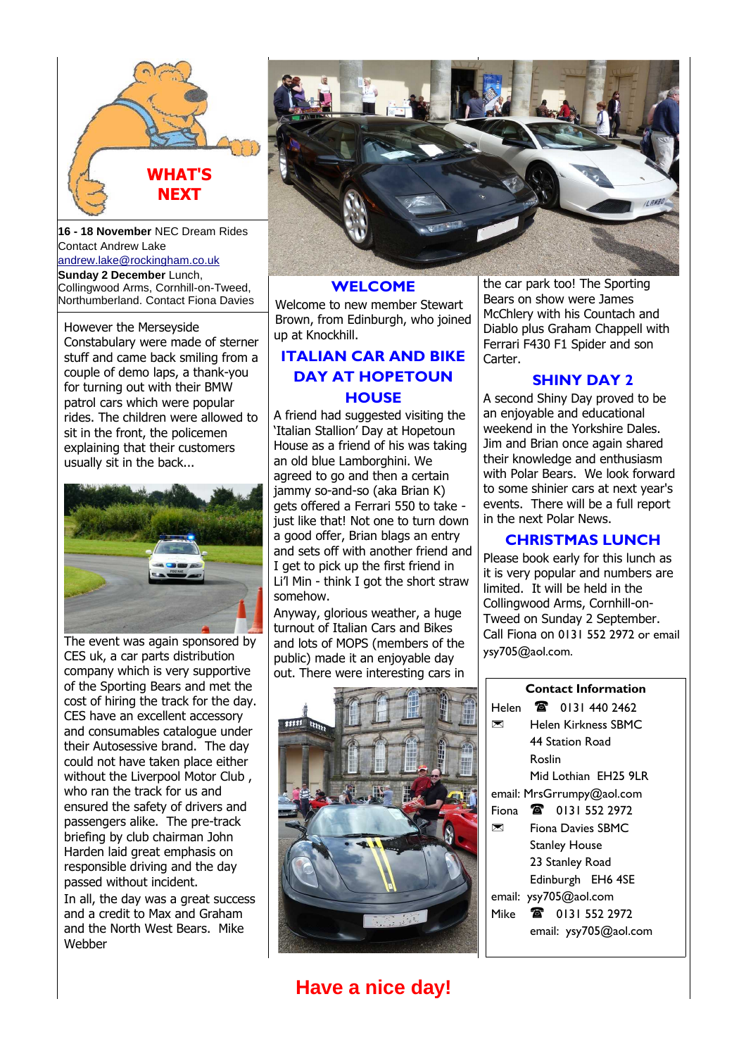## WHAT'S NEXT

**16 - 18 November** NEC Dream Rides
Contact Andrew Lake
andrew.lake@rockingham.co.uk

**Sunday 2 December** Lunch, Collingwood Arms, Cornhill-on-Tweed, Northumberland. Contact Fiona Davies

However the Merseyside Constabulary were made of sterner stuff and came back smiling from a couple of demo laps, a thank-you for turning out with their BMW patrol cars which were popular rides. The children were allowed to sit in the front, the policemen explaining that their customers usually sit in the back...

The event was again sponsored by CES uk, a car parts distribution company which is very supportive of the Sporting Bears and met the cost of hiring the track for the day. CES have an excellent accessory and consumables catalogue under their Autosessive brand. The day could not have taken place either without the Liverpool Motor Club , who ran the track for us and ensured the safety of drivers and passengers alike. The pre-track briefing by club chairman John Harden laid great emphasis on responsible driving and the day passed without incident.

In all, the day was a great success and a credit to Max and Graham and the North West Bears. Mike Webber

## WELCOME

Welcome to new member Stewart Brown, from Edinburgh, who joined up at Knockhill.

## ITALIAN CAR AND BIKE DAY AT HOPETOUN HOUSE

A friend had suggested visiting the 'Italian Stallion' Day at Hopetoun House as a friend of his was taking an old blue Lamborghini. We agreed to go and then a certain jammy so-and-so (aka Brian K) gets offered a Ferrari 550 to take - just like that! Not one to turn down a good offer, Brian blags an entry and sets off with another friend and I get to pick up the first friend in Li'l Min - think I got the short straw somehow.

Anyway, glorious weather, a huge turnout of Italian Cars and Bikes and lots of MOPS (members of the public) made it an enjoyable day out. There were interesting cars in the car park too! The Sporting Bears on show were James McChlery with his Countach and Diablo plus Graham Chappell with Ferrari F430 F1 Spider and son Carter.

## SHINY DAY 2

A second Shiny Day proved to be an enjoyable and educational weekend in the Yorkshire Dales. Jim and Brian once again shared their knowledge and enthusiasm with Polar Bears. We look forward to some shinier cars at next year's events. There will be a full report in the next Polar News.

## CHRISTMAS LUNCH

Please book early for this lunch as it is very popular and numbers are limited. It will be held in the Collingwood Arms, Cornhill-on-Tweed on Sunday 2 September. Call Fiona on 0131 552 2972 or email ysy705@aol.com.

**Contact Information**

Helen ☎ 0131 440 2462
✉ Helen Kirkness SBMC
44 Station Road
Roslin
Mid Lothian EH25 9LR
email: MrsGrrumpy@aol.com

Fiona ☎ 0131 552 2972
✉ Fiona Davies SBMC
Stanley House
23 Stanley Road
Edinburgh EH6 4SE
email: ysy705@aol.com

Mike ☎ 0131 552 2972
email: ysy705@aol.com

**Have a nice day!**